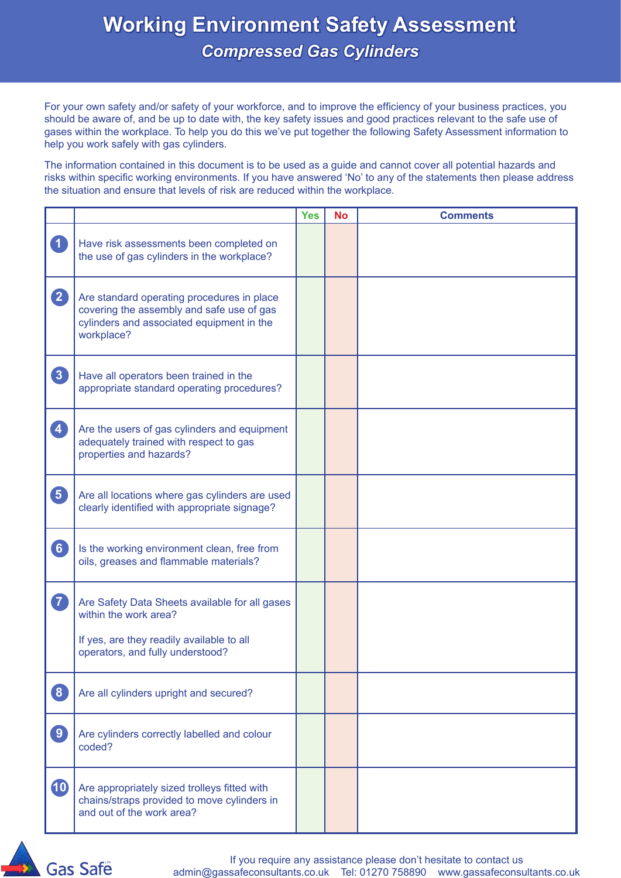# Working Environment Safety Assessment

## *Compressed Gas Cylinders*

For your own safety and/or safety of your workforce, and to improve the efficiency of your business practices, you should be aware of, and be up to date with, the key safety issues and good practices relevant to the safe use of gases within the workplace. To help you do this we've put together the following Safety Assessment information to help you work safely with gas cylinders.

The information contained in this document is to be used as a guide and cannot cover all potential hazards and risks within specific working environments. If you have answered 'No' to any of the statements then please address the situation and ensure that levels of risk are reduced within the workplace.

| | | Yes | No | Comments |
|---|---|---|---|---|
| 1 | Have risk assessments been completed on the use of gas cylinders in the workplace? | | | |
| 2 | Are standard operating procedures in place covering the assembly and safe use of gas cylinders and associated equipment in the workplace? | | | |
| 3 | Have all operators been trained in the appropriate standard operating procedures? | | | |
| 4 | Are the users of gas cylinders and equipment adequately trained with respect to gas properties and hazards? | | | |
| 5 | Are all locations where gas cylinders are used clearly identified with appropriate signage? | | | |
| 6 | Is the working environment clean, free from oils, greases and flammable materials? | | | |
| 7 | Are Safety Data Sheets available for all gases within the work area? If yes, are they readily available to all operators, and fully understood? | | | |
| 8 | Are all cylinders upright and secured? | | | |
| 9 | Are cylinders correctly labelled and colour coded? | | | |
| 10 | Are appropriately sized trolleys fitted with chains/straps provided to move cylinders in and out of the work area? | | | |

Gas Safe

If you require any assistance please don't hesitate to contact us
admin@gassafeconsultants.co.uk Tel: 01270 758890 www.gassafeconsultants.co.uk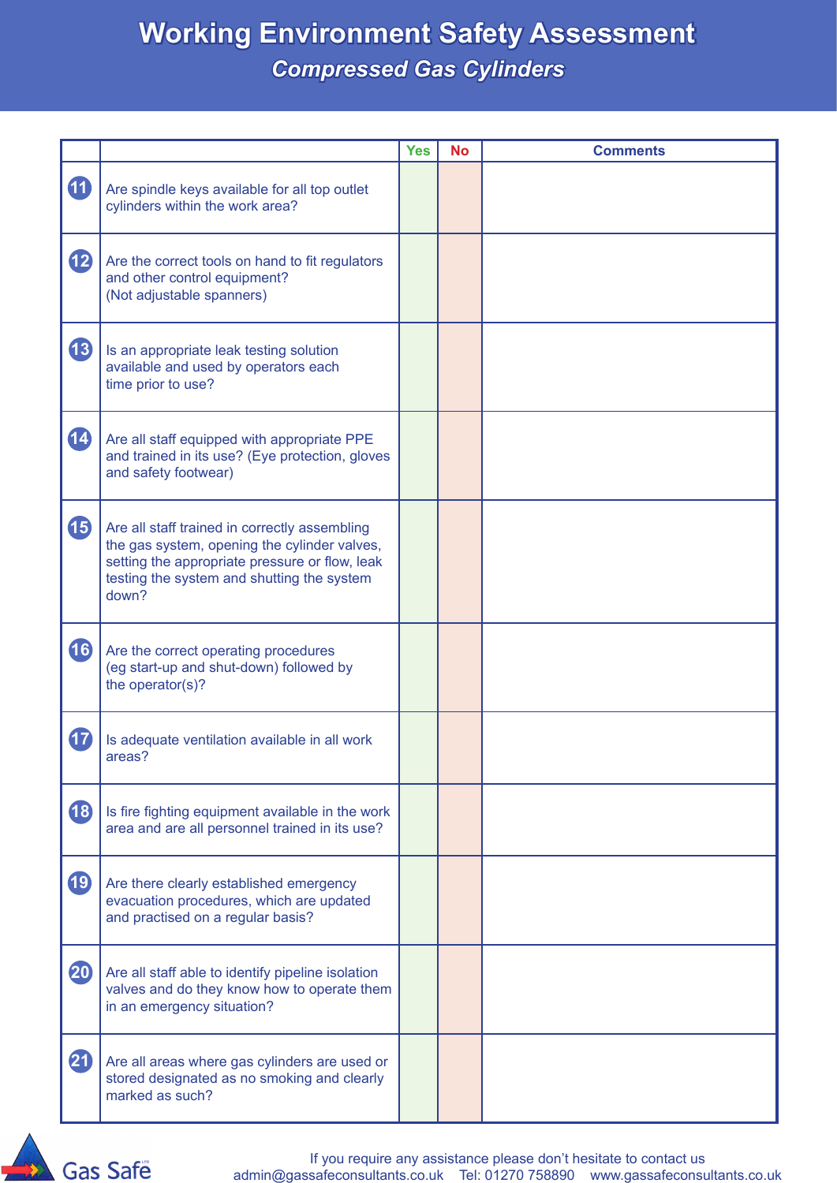# Working Environment Safety Assessment

## *Compressed Gas Cylinders*

| | | Yes | No | Comments |
|---|---|---|---|---|
| 11 | Are spindle keys available for all top outlet cylinders within the work area? | | | |
| 12 | Are the correct tools on hand to fit regulators and other control equipment? (Not adjustable spanners) | | | |
| 13 | Is an appropriate leak testing solution available and used by operators each time prior to use? | | | |
| 14 | Are all staff equipped with appropriate PPE and trained in its use? (Eye protection, gloves and safety footwear) | | | |
| 15 | Are all staff trained in correctly assembling the gas system, opening the cylinder valves, setting the appropriate pressure or flow, leak testing the system and shutting the system down? | | | |
| 16 | Are the correct operating procedures (eg start-up and shut-down) followed by the operator(s)? | | | |
| 17 | Is adequate ventilation available in all work areas? | | | |
| 18 | Is fire fighting equipment available in the work area and are all personnel trained in its use? | | | |
| 19 | Are there clearly established emergency evacuation procedures, which are updated and practised on a regular basis? | | | |
| 20 | Are all staff able to identify pipeline isolation valves and do they know how to operate them in an emergency situation? | | | |
| 21 | Are all areas where gas cylinders are used or stored designated as no smoking and clearly marked as such? | | | |

Gas Safe

If you require any assistance please don't hesitate to contact us
admin@gassafeconsultants.co.uk Tel: 01270 758890 www.gassafeconsultants.co.uk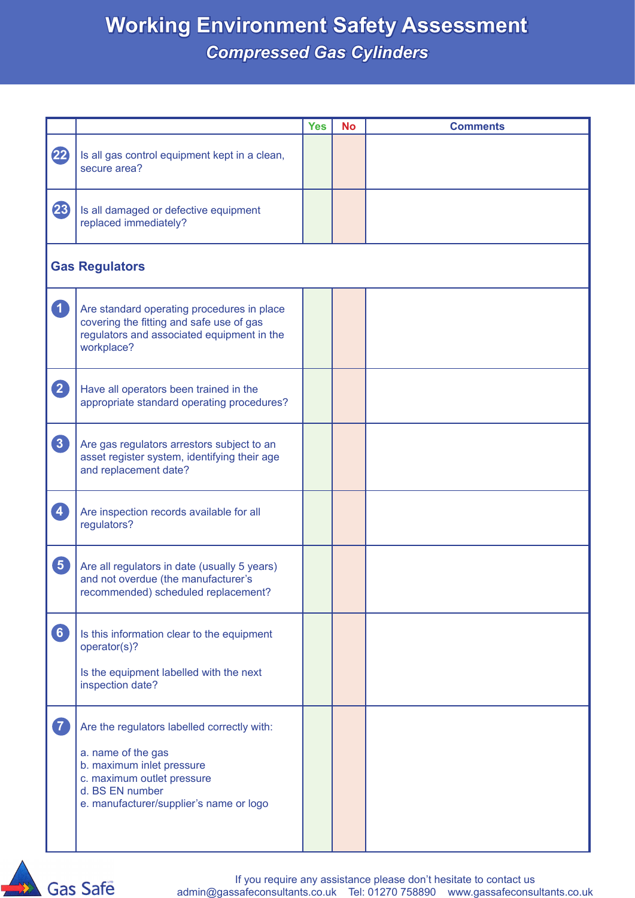# Working Environment Safety Assessment

## *Compressed Gas Cylinders*

| | | Yes | No | Comments |
|---|---|---|---|---|
| 22 | Is all gas control equipment kept in a clean, secure area? | | | |
| 23 | Is all damaged or defective equipment replaced immediately? | | | |
| **Gas Regulators** | | | | |
| 1 | Are standard operating procedures in place covering the fitting and safe use of gas regulators and associated equipment in the workplace? | | | |
| 2 | Have all operators been trained in the appropriate standard operating procedures? | | | |
| 3 | Are gas regulators arrestors subject to an asset register system, identifying their age and replacement date? | | | |
| 4 | Are inspection records available for all regulators? | | | |
| 5 | Are all regulators in date (usually 5 years) and not overdue (the manufacturer's recommended) scheduled replacement? | | | |
| 6 | Is this information clear to the equipment operator(s)?<br><br>Is the equipment labelled with the next inspection date? | | | |
| 7 | Are the regulators labelled correctly with:<br><br>a. name of the gas<br>b. maximum inlet pressure<br>c. maximum outlet pressure<br>d. BS EN number<br>e. manufacturer/supplier's name or logo | | | |

Gas Safe

If you require any assistance please don't hesitate to contact us
admin@gassafeconsultants.co.uk Tel: 01270 758890 www.gassafeconsultants.co.uk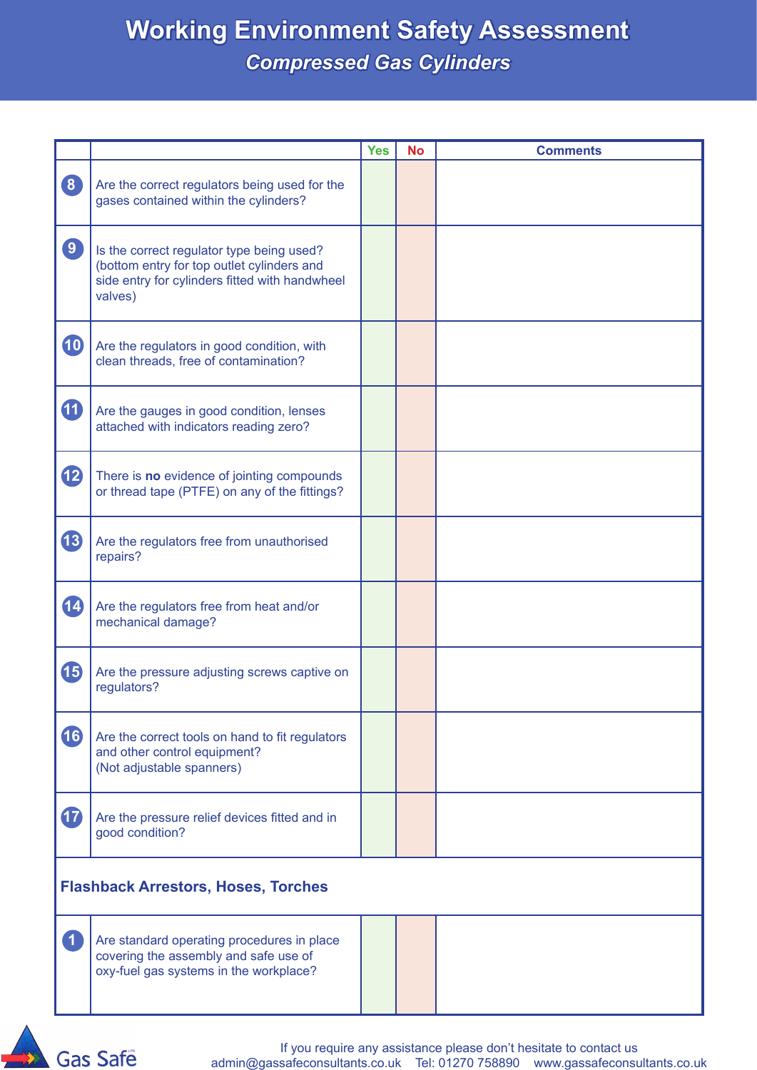# Working Environment Safety Assessment

## *Compressed Gas Cylinders*

| | | Yes | No | Comments |
|---|---|---|---|---|
| 8 | Are the correct regulators being used for the gases contained within the cylinders? | | | |
| 9 | Is the correct regulator type being used? (bottom entry for top outlet cylinders and side entry for cylinders fitted with handwheel valves) | | | |
| 10 | Are the regulators in good condition, with clean threads, free of contamination? | | | |
| 11 | Are the gauges in good condition, lenses attached with indicators reading zero? | | | |
| 12 | There is **no** evidence of jointing compounds or thread tape (PTFE) on any of the fittings? | | | |
| 13 | Are the regulators free from unauthorised repairs? | | | |
| 14 | Are the regulators free from heat and/or mechanical damage? | | | |
| 15 | Are the pressure adjusting screws captive on regulators? | | | |
| 16 | Are the correct tools on hand to fit regulators and other control equipment? (Not adjustable spanners) | | | |
| 17 | Are the pressure relief devices fitted and in good condition? | | | |
| **Flashback Arrestors, Hoses, Torches** | | | | |
| 1 | Are standard operating procedures in place covering the assembly and safe use of oxy-fuel gas systems in the workplace? | | | |

If you require any assistance please don't hesitate to contact us
admin@gassafeconsultants.co.uk Tel: 01270 758890 www.gassafeconsultants.co.uk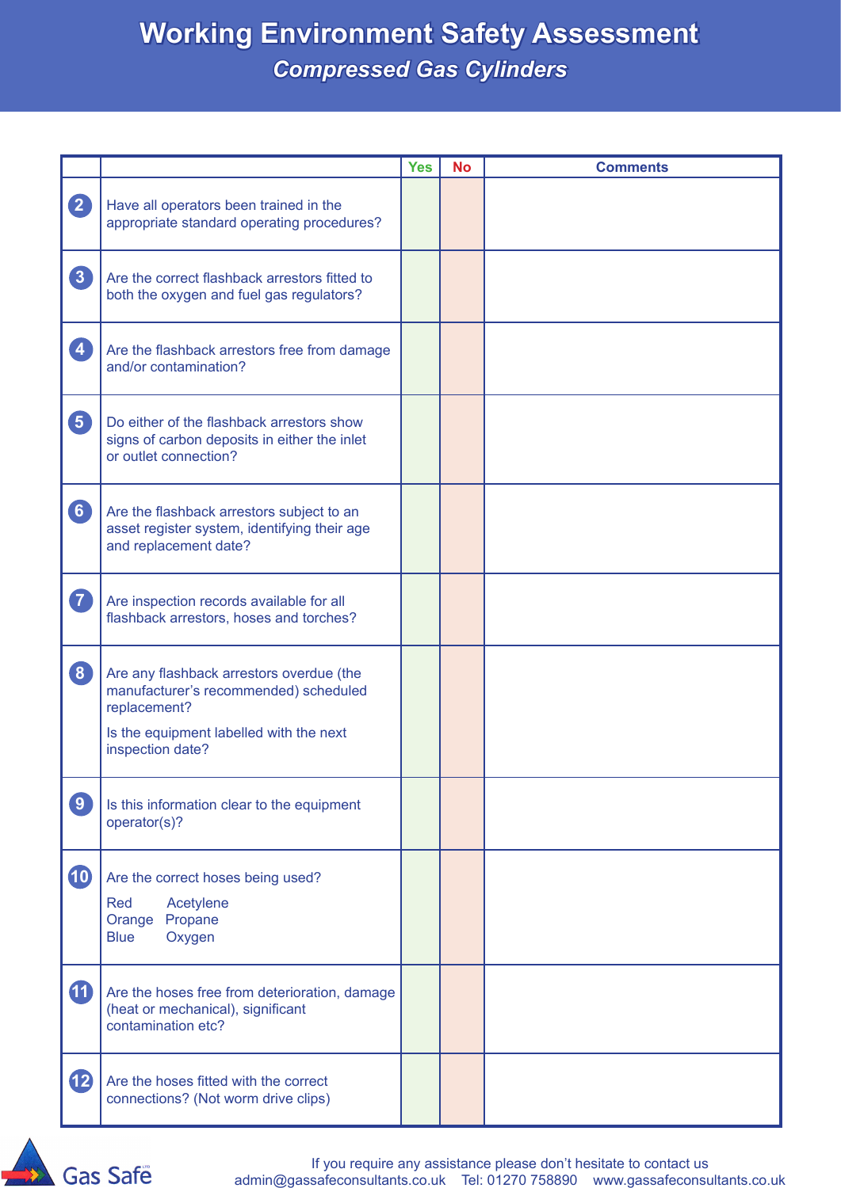# Working Environment Safety Assessment

## *Compressed Gas Cylinders*

| | | Yes | No | Comments |
|---|---|---|---|---|
| 2 | Have all operators been trained in the appropriate standard operating procedures? | | | |
| 3 | Are the correct flashback arrestors fitted to both the oxygen and fuel gas regulators? | | | |
| 4 | Are the flashback arrestors free from damage and/or contamination? | | | |
| 5 | Do either of the flashback arrestors show signs of carbon deposits in either the inlet or outlet connection? | | | |
| 6 | Are the flashback arrestors subject to an asset register system, identifying their age and replacement date? | | | |
| 7 | Are inspection records available for all flashback arrestors, hoses and torches? | | | |
| 8 | Are any flashback arrestors overdue (the manufacturer's recommended) scheduled replacement? Is the equipment labelled with the next inspection date? | | | |
| 9 | Is this information clear to the equipment operator(s)? | | | |
| 10 | Are the correct hoses being used? Red Acetylene, Orange Propane, Blue Oxygen | | | |
| 11 | Are the hoses free from deterioration, damage (heat or mechanical), significant contamination etc? | | | |
| 12 | Are the hoses fitted with the correct connections? (Not worm drive clips) | | | |

Gas Safe

If you require any assistance please don't hesitate to contact us
admin@gassafeconsultants.co.uk Tel: 01270 758890 www.gassafeconsultants.co.uk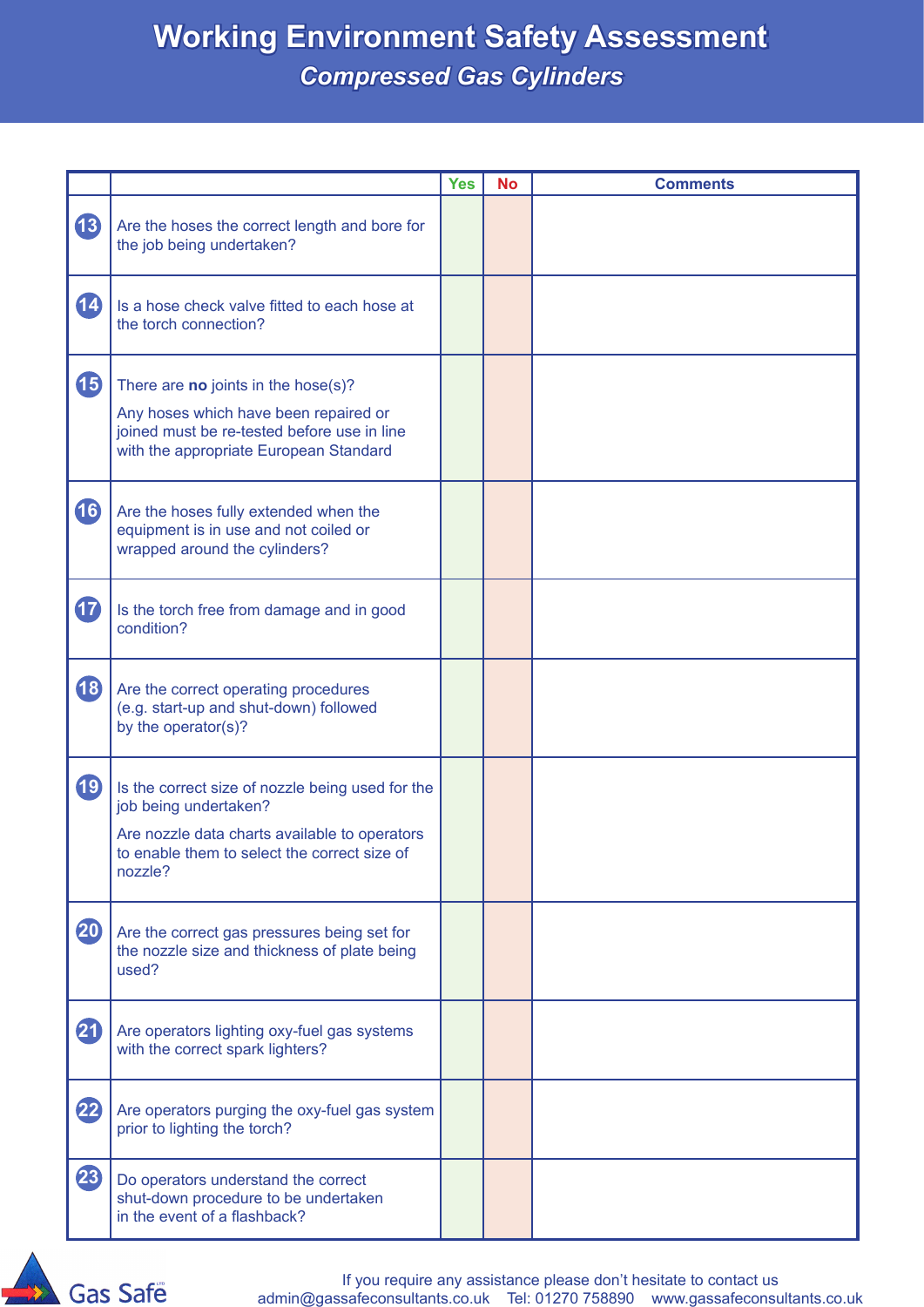# Working Environment Safety Assessment

## *Compressed Gas Cylinders*

| | | Yes | No | Comments |
|---|---|---|---|---|
| 13 | Are the hoses the correct length and bore for the job being undertaken? | | | |
| 14 | Is a hose check valve fitted to each hose at the torch connection? | | | |
| 15 | There are **no** joints in the hose(s)? Any hoses which have been repaired or joined must be re-tested before use in line with the appropriate European Standard | | | |
| 16 | Are the hoses fully extended when the equipment is in use and not coiled or wrapped around the cylinders? | | | |
| 17 | Is the torch free from damage and in good condition? | | | |
| 18 | Are the correct operating procedures (e.g. start-up and shut-down) followed by the operator(s)? | | | |
| 19 | Is the correct size of nozzle being used for the job being undertaken? Are nozzle data charts available to operators to enable them to select the correct size of nozzle? | | | |
| 20 | Are the correct gas pressures being set for the nozzle size and thickness of plate being used? | | | |
| 21 | Are operators lighting oxy-fuel gas systems with the correct spark lighters? | | | |
| 22 | Are operators purging the oxy-fuel gas system prior to lighting the torch? | | | |
| 23 | Do operators understand the correct shut-down procedure to be undertaken in the event of a flashback? | | | |

Gas Safe

If you require any assistance please don't hesitate to contact us
admin@gassafeconsultants.co.uk Tel: 01270 758890 www.gassafeconsultants.co.uk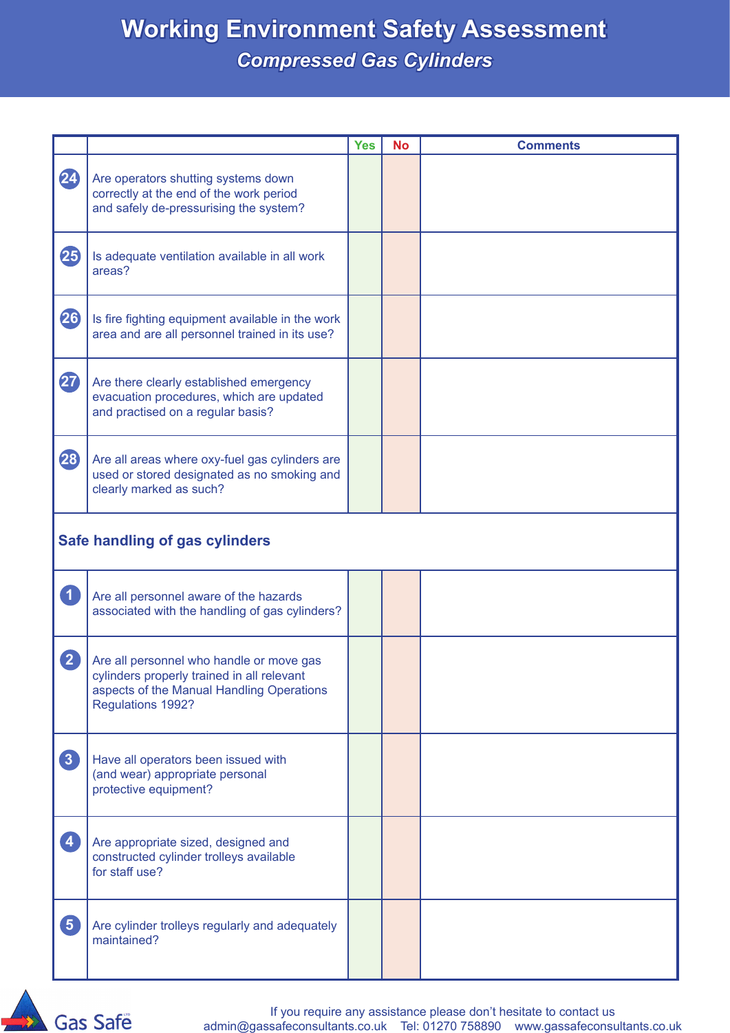# Working Environment Safety Assessment

## *Compressed Gas Cylinders*

| | | Yes | No | Comments |
|---|---|---|---|---|
| 24 | Are operators shutting systems down correctly at the end of the work period and safely de-pressurising the system? | | | |
| 25 | Is adequate ventilation available in all work areas? | | | |
| 26 | Is fire fighting equipment available in the work area and are all personnel trained in its use? | | | |
| 27 | Are there clearly established emergency evacuation procedures, which are updated and practised on a regular basis? | | | |
| 28 | Are all areas where oxy-fuel gas cylinders are used or stored designated as no smoking and clearly marked as such? | | | |
| **Safe handling of gas cylinders** | | | | |
| 1 | Are all personnel aware of the hazards associated with the handling of gas cylinders? | | | |
| 2 | Are all personnel who handle or move gas cylinders properly trained in all relevant aspects of the Manual Handling Operations Regulations 1992? | | | |
| 3 | Have all operators been issued with (and wear) appropriate personal protective equipment? | | | |
| 4 | Are appropriate sized, designed and constructed cylinder trolleys available for staff use? | | | |
| 5 | Are cylinder trolleys regularly and adequately maintained? | | | |

Gas Safe

If you require any assistance please don't hesitate to contact us
admin@gassafeconsultants.co.uk Tel: 01270 758890 www.gassafeconsultants.co.uk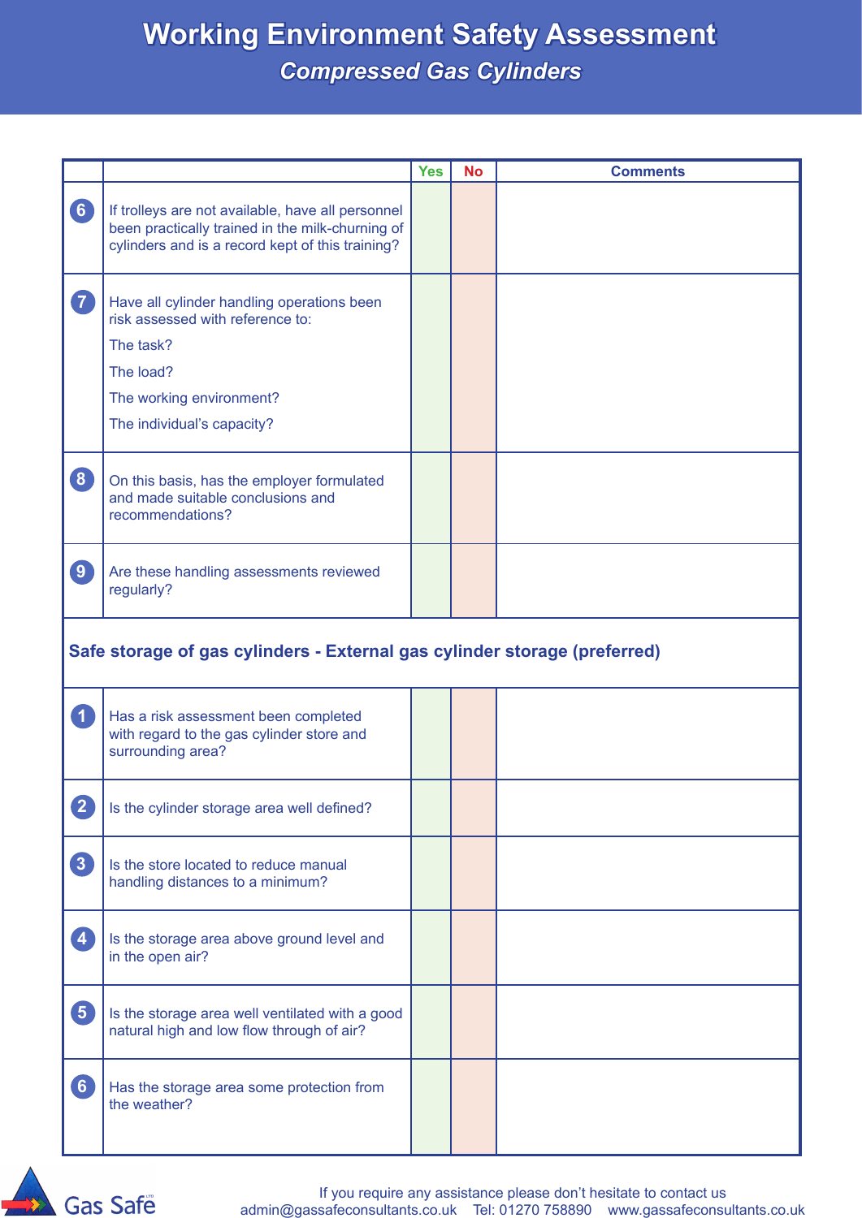# Working Environment Safety Assessment

## *Compressed Gas Cylinders*

| | | Yes | No | Comments |
|---|---|---|---|---|
| 6 | If trolleys are not available, have all personnel been practically trained in the milk-churning of cylinders and is a record kept of this training? | | | |
| 7 | Have all cylinder handling operations been risk assessed with reference to:<br>The task?<br>The load?<br>The working environment?<br>The individual's capacity? | | | |
| 8 | On this basis, has the employer formulated and made suitable conclusions and recommendations? | | | |
| 9 | Are these handling assessments reviewed regularly? | | | |
| **Safe storage of gas cylinders - External gas cylinder storage (preferred)** | | | | |
| 1 | Has a risk assessment been completed with regard to the gas cylinder store and surrounding area? | | | |
| 2 | Is the cylinder storage area well defined? | | | |
| 3 | Is the store located to reduce manual handling distances to a minimum? | | | |
| 4 | Is the storage area above ground level and in the open air? | | | |
| 5 | Is the storage area well ventilated with a good natural high and low flow through of air? | | | |
| 6 | Has the storage area some protection from the weather? | | | |

Gas Safe

If you require any assistance please don't hesitate to contact us
admin@gassafeconsultants.co.uk Tel: 01270 758890 www.gassafeconsultants.co.uk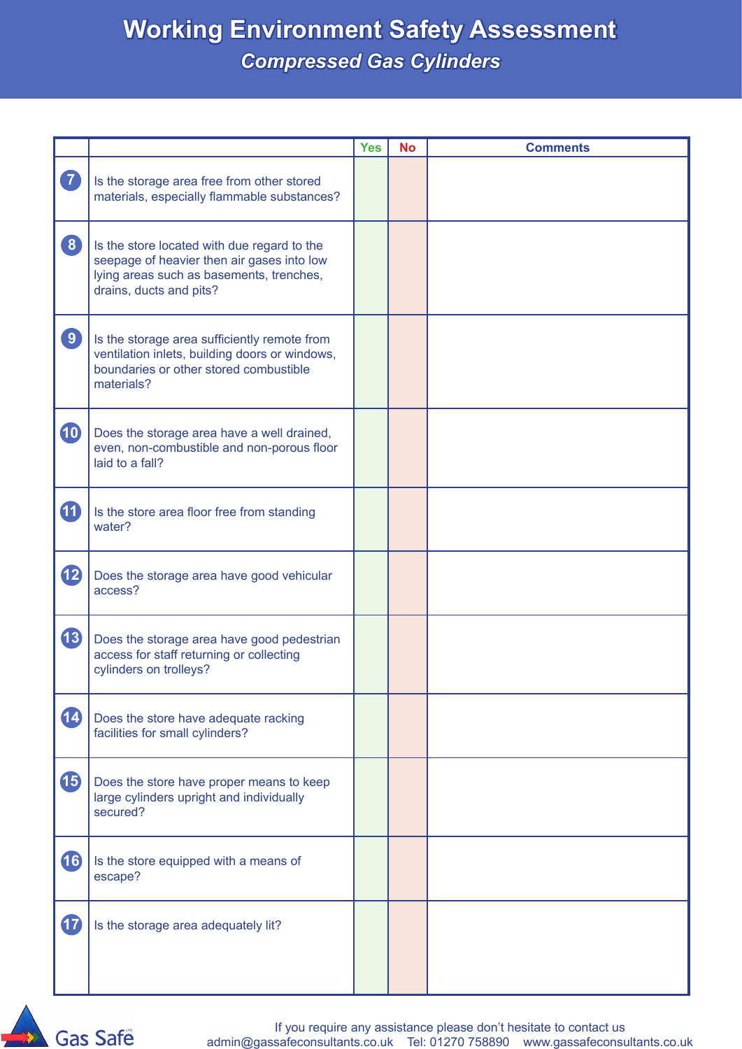# Working Environment Safety Assessment

## *Compressed Gas Cylinders*

| | | Yes | No | Comments |
|---|---|---|---|---|
| 7 | Is the storage area free from other stored materials, especially flammable substances? | | | |
| 8 | Is the store located with due regard to the seepage of heavier then air gases into low lying areas such as basements, trenches, drains, ducts and pits? | | | |
| 9 | Is the storage area sufficiently remote from ventilation inlets, building doors or windows, boundaries or other stored combustible materials? | | | |
| 10 | Does the storage area have a well drained, even, non-combustible and non-porous floor laid to a fall? | | | |
| 11 | Is the store area floor free from standing water? | | | |
| 12 | Does the storage area have good vehicular access? | | | |
| 13 | Does the storage area have good pedestrian access for staff returning or collecting cylinders on trolleys? | | | |
| 14 | Does the store have adequate racking facilities for small cylinders? | | | |
| 15 | Does the store have proper means to keep large cylinders upright and individually secured? | | | |
| 16 | Is the store equipped with a means of escape? | | | |
| 17 | Is the storage area adequately lit? | | | |

Gas Safe

If you require any assistance please don't hesitate to contact us
admin@gassafeconsultants.co.uk Tel: 01270 758890 www.gassafeconsultants.co.uk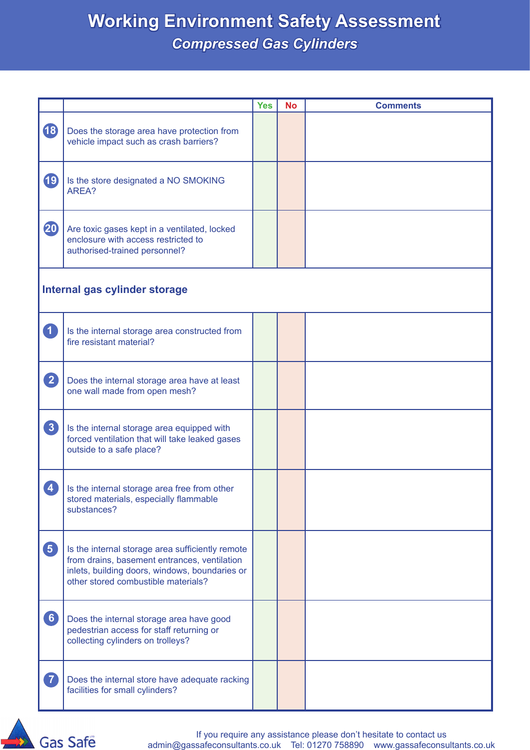# Working Environment Safety Assessment

## *Compressed Gas Cylinders*

| | | Yes | No | Comments |
|---|---|---|---|---|
| 18 | Does the storage area have protection from vehicle impact such as crash barriers? | | | |
| 19 | Is the store designated a NO SMOKING AREA? | | | |
| 20 | Are toxic gases kept in a ventilated, locked enclosure with access restricted to authorised-trained personnel? | | | |
| **Internal gas cylinder storage** | | | | |
| 1 | Is the internal storage area constructed from fire resistant material? | | | |
| 2 | Does the internal storage area have at least one wall made from open mesh? | | | |
| 3 | Is the internal storage area equipped with forced ventilation that will take leaked gases outside to a safe place? | | | |
| 4 | Is the internal storage area free from other stored materials, especially flammable substances? | | | |
| 5 | Is the internal storage area sufficiently remote from drains, basement entrances, ventilation inlets, building doors, windows, boundaries or other stored combustible materials? | | | |
| 6 | Does the internal storage area have good pedestrian access for staff returning or collecting cylinders on trolleys? | | | |
| 7 | Does the internal store have adequate racking facilities for small cylinders? | | | |

Gas Safe

If you require any assistance please don't hesitate to contact us
admin@gassafeconsultants.co.uk Tel: 01270 758890 www.gassafeconsultants.co.uk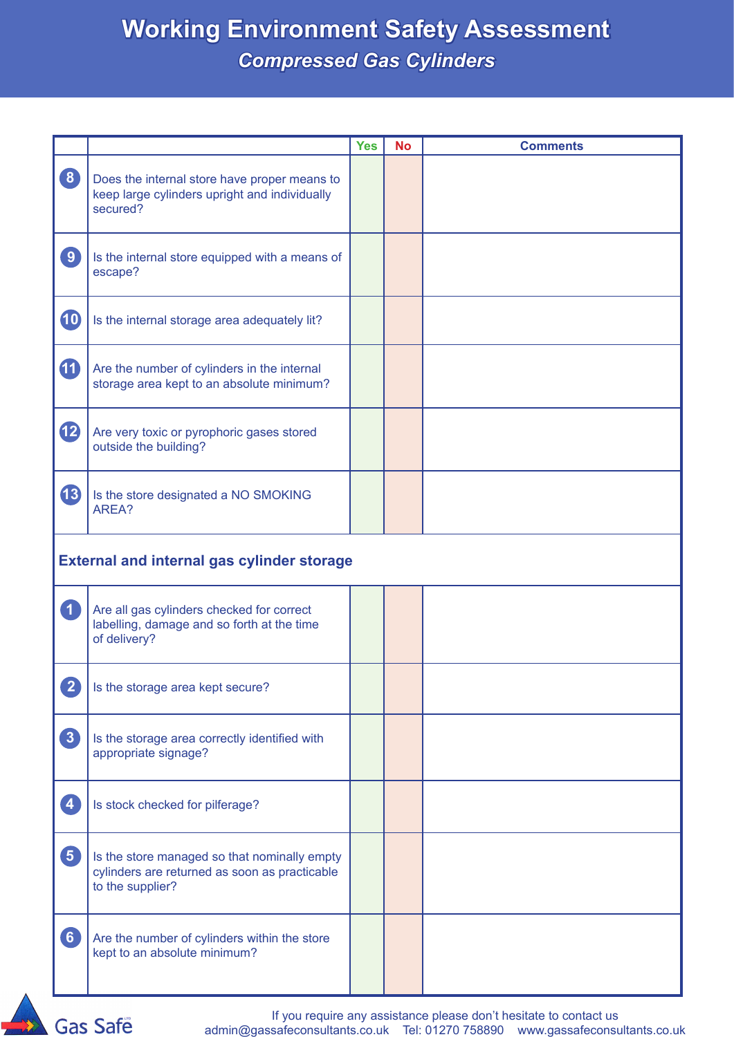# Working Environment Safety Assessment

## *Compressed Gas Cylinders*

| | | Yes | No | Comments |
|---|---|---|---|---|
| 8 | Does the internal store have proper means to keep large cylinders upright and individually secured? | | | |
| 9 | Is the internal store equipped with a means of escape? | | | |
| 10 | Is the internal storage area adequately lit? | | | |
| 11 | Are the number of cylinders in the internal storage area kept to an absolute minimum? | | | |
| 12 | Are very toxic or pyrophoric gases stored outside the building? | | | |
| 13 | Is the store designated a NO SMOKING AREA? | | | |
| **External and internal gas cylinder storage** | | | | |
| 1 | Are all gas cylinders checked for correct labelling, damage and so forth at the time of delivery? | | | |
| 2 | Is the storage area kept secure? | | | |
| 3 | Is the storage area correctly identified with appropriate signage? | | | |
| 4 | Is stock checked for pilferage? | | | |
| 5 | Is the store managed so that nominally empty cylinders are returned as soon as practicable to the supplier? | | | |
| 6 | Are the number of cylinders within the store kept to an absolute minimum? | | | |

Gas Safe

If you require any assistance please don't hesitate to contact us
admin@gassafeconsultants.co.uk Tel: 01270 758890 www.gassafeconsultants.co.uk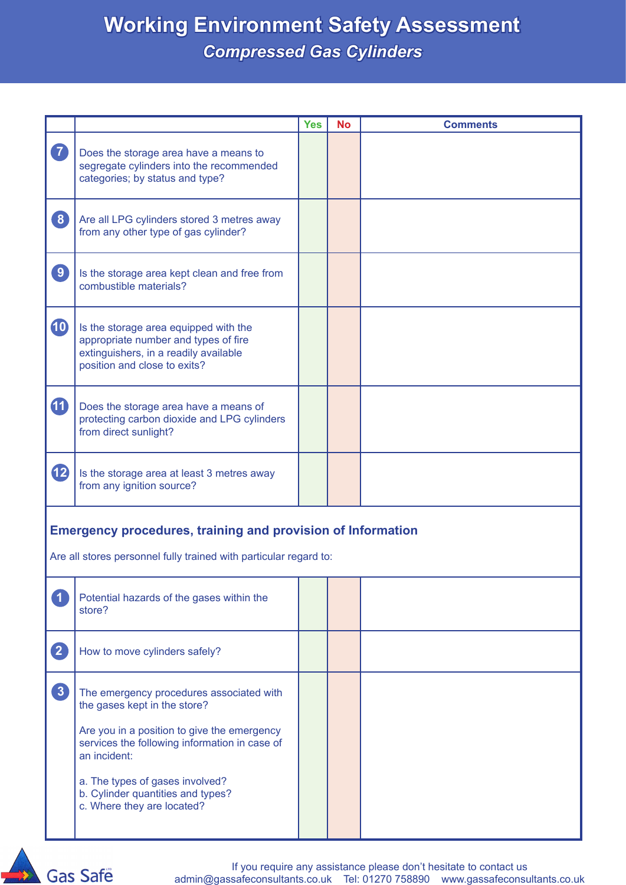# Working Environment Safety Assessment

## *Compressed Gas Cylinders*

| | | Yes | No | Comments |
|---|---|---|---|---|
| 7 | Does the storage area have a means to segregate cylinders into the recommended categories; by status and type? | | | |
| 8 | Are all LPG cylinders stored 3 metres away from any other type of gas cylinder? | | | |
| 9 | Is the storage area kept clean and free from combustible materials? | | | |
| 10 | Is the storage area equipped with the appropriate number and types of fire extinguishers, in a readily available position and close to exits? | | | |
| 11 | Does the storage area have a means of protecting carbon dioxide and LPG cylinders from direct sunlight? | | | |
| 12 | Is the storage area at least 3 metres away from any ignition source? | | | |

### Emergency procedures, training and provision of Information

Are all stores personnel fully trained with particular regard to:

| | | Yes | No | Comments |
|---|---|---|---|---|
| 1 | Potential hazards of the gases within the store? | | | |
| 2 | How to move cylinders safely? | | | |
| 3 | The emergency procedures associated with the gases kept in the store?<br><br>Are you in a position to give the emergency services the following information in case of an incident:<br><br>a. The types of gases involved?<br>b. Cylinder quantities and types?<br>c. Where they are located? | | | |

Gas Safe

If you require any assistance please don't hesitate to contact us
admin@gassafeconsultants.co.uk Tel: 01270 758890 www.gassafeconsultants.co.uk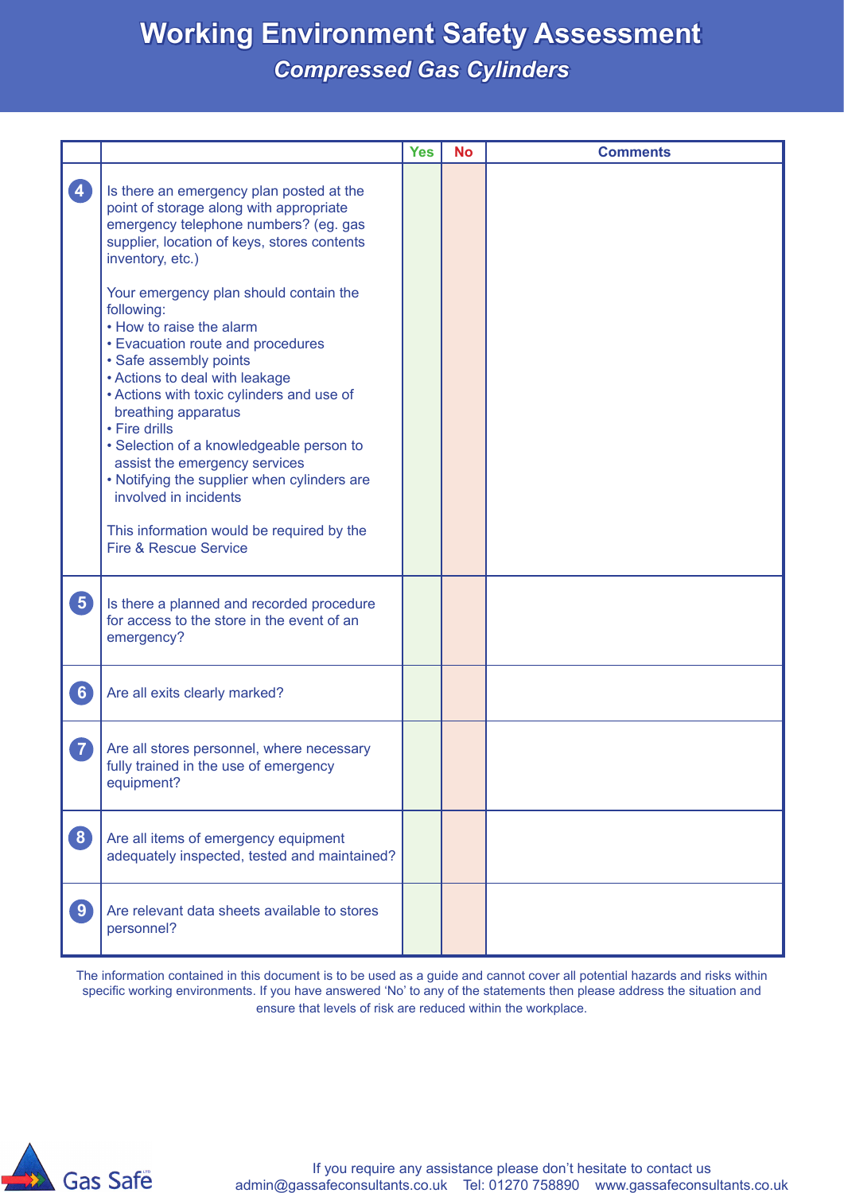# Working Environment Safety Assessment

## *Compressed Gas Cylinders*

| | | Yes | No | Comments |
|---|---|---|---|---|
| 4 | Is there an emergency plan posted at the point of storage along with appropriate emergency telephone numbers? (eg. gas supplier, location of keys, stores contents inventory, etc.)<br><br>Your emergency plan should contain the following:<br>• How to raise the alarm<br>• Evacuation route and procedures<br>• Safe assembly points<br>• Actions to deal with leakage<br>• Actions with toxic cylinders and use of breathing apparatus<br>• Fire drills<br>• Selection of a knowledgeable person to assist the emergency services<br>• Notifying the supplier when cylinders are involved in incidents<br><br>This information would be required by the Fire & Rescue Service | | | |
| 5 | Is there a planned and recorded procedure for access to the store in the event of an emergency? | | | |
| 6 | Are all exits clearly marked? | | | |
| 7 | Are all stores personnel, where necessary fully trained in the use of emergency equipment? | | | |
| 8 | Are all items of emergency equipment adequately inspected, tested and maintained? | | | |
| 9 | Are relevant data sheets available to stores personnel? | | | |

The information contained in this document is to be used as a guide and cannot cover all potential hazards and risks within specific working environments. If you have answered 'No' to any of the statements then please address the situation and ensure that levels of risk are reduced within the workplace.

Gas Safe

If you require any assistance please don't hesitate to contact us
admin@gassafeconsultants.co.uk Tel: 01270 758890 www.gassafeconsultants.co.uk